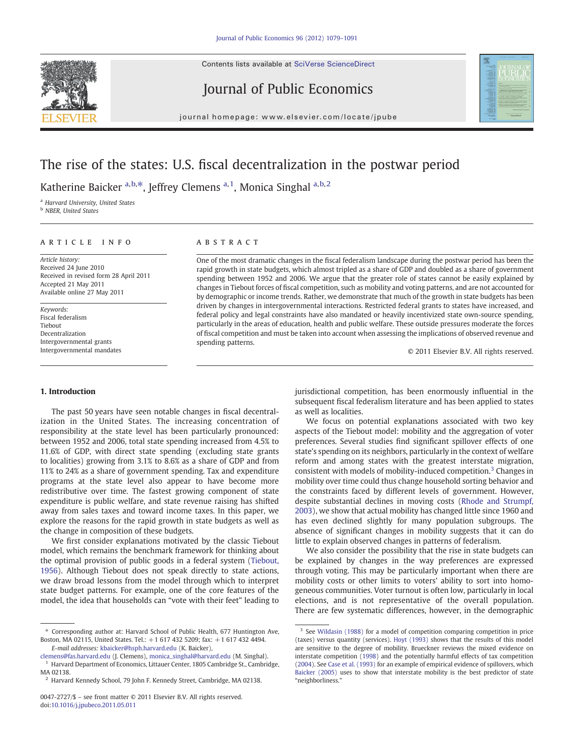# The rise of the states: U.S. fiscal decentralization in the postwar period

Katherine Baicker [a,b,*], Jeffrey Clemens [a,1], Monica Singhal [a,b,2]

[a] Harvard University, United States
[b] NBER, United States

**ARTICLE INFO**

*Article history:*
Received 24 June 2010
Received in revised form 28 April 2011
Accepted 21 May 2011
Available online 27 May 2011

*Keywords:*
Fiscal federalism
Tiebout
Decentralization
Intergovernmental grants
Intergovernmental mandates

**ABSTRACT**

One of the most dramatic changes in the fiscal federalism landscape during the postwar period has been the rapid growth in state budgets, which almost tripled as a share of GDP and doubled as a share of government spending between 1952 and 2006. We argue that the greater role of states cannot be easily explained by changes in Tiebout forces of fiscal competition, such as mobility and voting patterns, and are not accounted for by demographic or income trends. Rather, we demonstrate that much of the growth in state budgets has been driven by changes in intergovernmental interactions. Restricted federal grants to states have increased, and federal policy and legal constraints have also mandated or heavily incentivized state own-source spending, particularly in the areas of education, health and public welfare. These outside pressures moderate the forces of fiscal competition and must be taken into account when assessing the implications of observed revenue and spending patterns.

© 2011 Elsevier B.V. All rights reserved.

## 1. Introduction

The past 50 years have seen notable changes in fiscal decentralization in the United States. The increasing concentration of responsibility at the state level has been particularly pronounced: between 1952 and 2006, total state spending increased from 4.5% to 11.6% of GDP, with direct state spending (excluding state grants to localities) growing from 3.1% to 8.6% as a share of GDP and from 11% to 24% as a share of government spending. Tax and expenditure programs at the state level also appear to have become more redistributive over time. The fastest growing component of state expenditure is public welfare, and state revenue raising has shifted away from sales taxes and toward income taxes. In this paper, we explore the reasons for the rapid growth in state budgets as well as the change in composition of these budgets.

We first consider explanations motivated by the classic Tiebout model, which remains the benchmark framework for thinking about the optimal provision of public goods in a federal system (Tiebout, 1956). Although Tiebout does not speak directly to state actions, we draw broad lessons from the model through which to interpret state budget patterns. For example, one of the core features of the model, the idea that households can "vote with their feet" leading to jurisdictional competition, has been enormously influential in the subsequent fiscal federalism literature and has been applied to states as well as localities.

We focus on potential explanations associated with two key aspects of the Tiebout model: mobility and the aggregation of voter preferences. Several studies find significant spillover effects of one state's spending on its neighbors, particularly in the context of welfare reform and among states with the greatest interstate migration, consistent with models of mobility-induced competition.[3] Changes in mobility over time could thus change household sorting behavior and the constraints faced by different levels of government. However, despite substantial declines in moving costs (Rhode and Strumpf, 2003), we show that actual mobility has changed little since 1960 and has even declined slightly for many population subgroups. The absence of significant changes in mobility suggests that it can do little to explain observed changes in patterns of federalism.

We also consider the possibility that the rise in state budgets can be explained by changes in the way preferences are expressed through voting. This may be particularly important when there are mobility costs or other limits to voters' ability to sort into homogeneous communities. Voter turnout is often low, particularly in local elections, and is not representative of the overall population. There are few systematic differences, however, in the demographic

---

* Corresponding author at: Harvard School of Public Health, 677 Huntington Ave, Boston, MA 02115, United States. Tel.: +1 617 432 5209; fax: +1 617 432 4494.
E-mail addresses: kbaicker@hsph.harvard.edu (K. Baicker), clemens@fas.harvard.edu (J. Clemens), monica_singhal@harvard.edu (M. Singhal).

[1] Harvard Department of Economics, Littauer Center, 1805 Cambridge St., Cambridge, MA 02138.

[2] Harvard Kennedy School, 79 John F. Kennedy Street, Cambridge, MA 02138.

[3] See Wildasin (1988) for a model of competition comparing competition in price (taxes) versus quantity (services). Hoyt (1993) shows that the results of this model are sensitive to the degree of mobility. Brueckner reviews the mixed evidence on interstate competition (1998) and the potentially harmful effects of tax competition (2004). See Case et al. (1993) for an example of empirical evidence of spillovers, which Baicker (2005) uses to show that interstate mobility is the best predictor of state "neighborliness."

0047-2727/$ – see front matter © 2011 Elsevier B.V. All rights reserved.
doi:10.1016/j.jpubeco.2011.05.011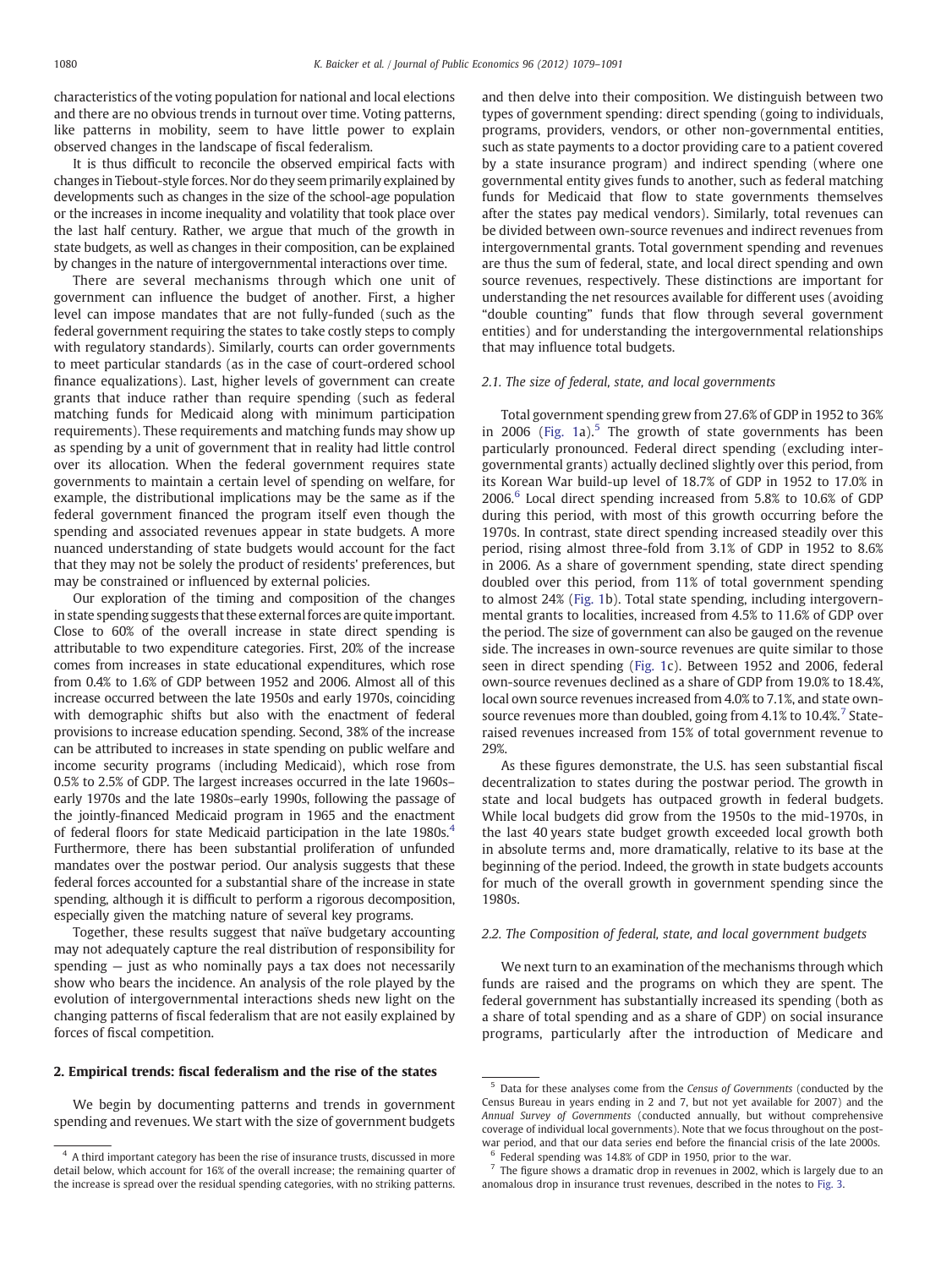characteristics of the voting population for national and local elections and there are no obvious trends in turnout over time. Voting patterns, like patterns in mobility, seem to have little power to explain observed changes in the landscape of fiscal federalism.

It is thus difficult to reconcile the observed empirical facts with changes in Tiebout-style forces. Nor do they seem primarily explained by developments such as changes in the size of the school-age population or the increases in income inequality and volatility that took place over the last half century. Rather, we argue that much of the growth in state budgets, as well as changes in their composition, can be explained by changes in the nature of intergovernmental interactions over time.

There are several mechanisms through which one unit of government can influence the budget of another. First, a higher level can impose mandates that are not fully-funded (such as the federal government requiring the states to take costly steps to comply with regulatory standards). Similarly, courts can order governments to meet particular standards (as in the case of court-ordered school finance equalizations). Last, higher levels of government can create grants that induce rather than require spending (such as federal matching funds for Medicaid along with minimum participation requirements). These requirements and matching funds may show up as spending by a unit of government that in reality had little control over its allocation. When the federal government requires state governments to maintain a certain level of spending on welfare, for example, the distributional implications may be the same as if the federal government financed the program itself even though the spending and associated revenues appear in state budgets. A more nuanced understanding of state budgets would account for the fact that they may not be solely the product of residents' preferences, but may be constrained or influenced by external policies.

Our exploration of the timing and composition of the changes in state spending suggests that these external forces are quite important. Close to 60% of the overall increase in state direct spending is attributable to two expenditure categories. First, 20% of the increase comes from increases in state educational expenditures, which rose from 0.4% to 1.6% of GDP between 1952 and 2006. Almost all of this increase occurred between the late 1950s and early 1970s, coinciding with demographic shifts but also with the enactment of federal provisions to increase education spending. Second, 38% of the increase can be attributed to increases in state spending on public welfare and income security programs (including Medicaid), which rose from 0.5% to 2.5% of GDP. The largest increases occurred in the late 1960s–early 1970s and the late 1980s–early 1990s, following the passage of the jointly-financed Medicaid program in 1965 and the enactment of federal floors for state Medicaid participation in the late 1980s.[4] Furthermore, there has been substantial proliferation of unfunded mandates over the postwar period. Our analysis suggests that these federal forces accounted for a substantial share of the increase in state spending, although it is difficult to perform a rigorous decomposition, especially given the matching nature of several key programs.

Together, these results suggest that naïve budgetary accounting may not adequately capture the real distribution of responsibility for spending — just as who nominally pays a tax does not necessarily show who bears the incidence. An analysis of the role played by the evolution of intergovernmental interactions sheds new light on the changing patterns of fiscal federalism that are not easily explained by forces of fiscal competition.

## 2. Empirical trends: fiscal federalism and the rise of the states

We begin by documenting patterns and trends in government spending and revenues. We start with the size of government budgets and then delve into their composition. We distinguish between two types of government spending: direct spending (going to individuals, programs, providers, vendors, or other non-governmental entities, such as state payments to a doctor providing care to a patient covered by a state insurance program) and indirect spending (where one governmental entity gives funds to another, such as federal matching funds for Medicaid that flow to state governments themselves after the states pay medical vendors). Similarly, total revenues can be divided between own-source revenues and indirect revenues from intergovernmental grants. Total government spending and revenues are thus the sum of federal, state, and local direct spending and own source revenues, respectively. These distinctions are important for understanding the net resources available for different uses (avoiding "double counting" funds that flow through several government entities) and for understanding the intergovernmental relationships that may influence total budgets.

### 2.1. The size of federal, state, and local governments

Total government spending grew from 27.6% of GDP in 1952 to 36% in 2006 (Fig. 1a).[5] The growth of state governments has been particularly pronounced. Federal direct spending (excluding intergovernmental grants) actually declined slightly over this period, from its Korean War build-up level of 18.7% of GDP in 1952 to 17.0% in 2006.[6] Local direct spending increased from 5.8% to 10.6% of GDP during this period, with most of this growth occurring before the 1970s. In contrast, state direct spending increased steadily over this period, rising almost three-fold from 3.1% of GDP in 1952 to 8.6% in 2006. As a share of government spending, state direct spending doubled over this period, from 11% of total government spending to almost 24% (Fig. 1b). Total state spending, including intergovernmental grants to localities, increased from 4.5% to 11.6% of GDP over the period. The size of government can also be gauged on the revenue side. The increases in own-source revenues are quite similar to those seen in direct spending (Fig. 1c). Between 1952 and 2006, federal own-source revenues declined as a share of GDP from 19.0% to 18.4%, local own source revenues increased from 4.0% to 7.1%, and state own-source revenues more than doubled, going from 4.1% to 10.4%.[7] State-raised revenues increased from 15% of total government revenue to 29%.

As these figures demonstrate, the U.S. has seen substantial fiscal decentralization to states during the postwar period. The growth in state and local budgets has outpaced growth in federal budgets. While local budgets did grow from the 1950s to the mid-1970s, in the last 40 years state budget growth exceeded local growth both in absolute terms and, more dramatically, relative to its base at the beginning of the period. Indeed, the growth in state budgets accounts for much of the overall growth in government spending since the 1980s.

### 2.2. The Composition of federal, state, and local government budgets

We next turn to an examination of the mechanisms through which funds are raised and the programs on which they are spent. The federal government has substantially increased its spending (both as a share of total spending and as a share of GDP) on social insurance programs, particularly after the introduction of Medicare and

---

[4] A third important category has been the rise of insurance trusts, discussed in more detail below, which account for 16% of the overall increase; the remaining quarter of the increase is spread over the residual spending categories, with no striking patterns.

[5] Data for these analyses come from the *Census of Governments* (conducted by the Census Bureau in years ending in 2 and 7, but not yet available for 2007) and the *Annual Survey of Governments* (conducted annually, but without comprehensive coverage of individual local governments). Note that we focus throughout on the post-war period, and that our data series end before the financial crisis of the late 2000s.

[6] Federal spending was 14.8% of GDP in 1950, prior to the war.

[7] The figure shows a dramatic drop in revenues in 2002, which is largely due to an anomalous drop in insurance trust revenues, described in the notes to Fig. 3.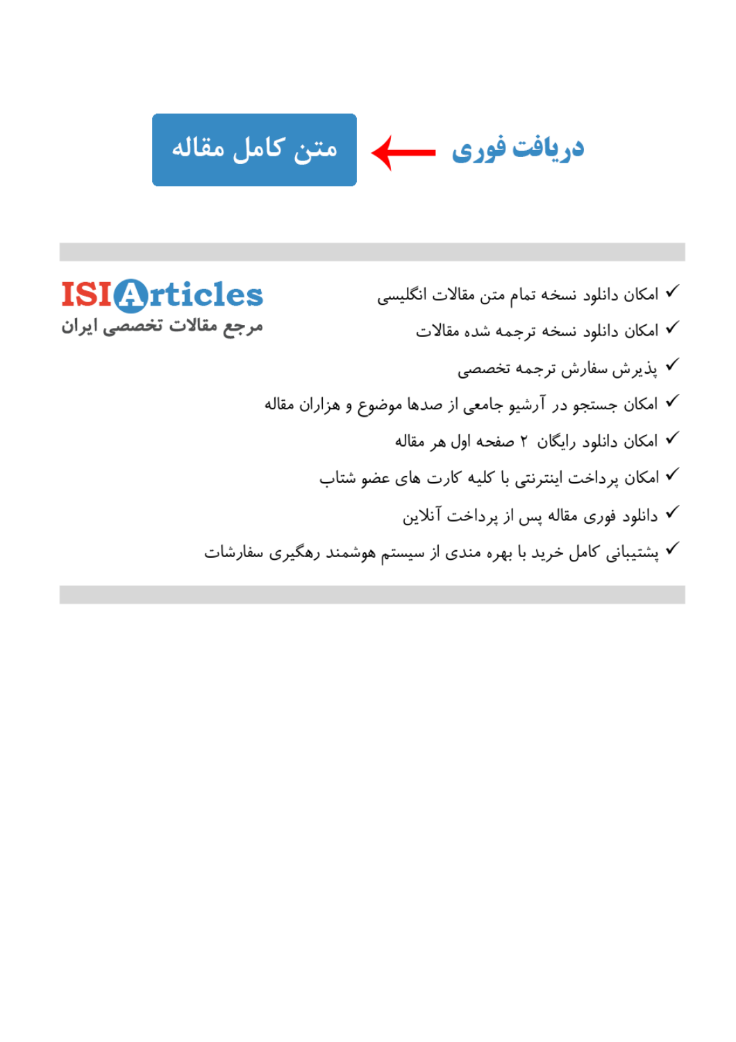دریافت فوری ← متن کامل مقاله

---

**ISIArticles**
مرجع مقالات تخصصی ایران

- ✓ امکان دانلود نسخه تمام متن مقالات انگلیسی
- ✓ امکان دانلود نسخه ترجمه شده مقالات
- ✓ پذیرش سفارش ترجمه تخصصی
- ✓ امکان جستجو در آرشیو جامعی از صدها موضوع و هزاران مقاله
- ✓ امکان دانلود رایگان ۲ صفحه اول هر مقاله
- ✓ امکان پرداخت اینترنتی با کلیه کارت های عضو شتاب
- ✓ دانلود فوری مقاله پس از پرداخت آنلاین
- ✓ پشتیبانی کامل خرید با بهره مندی از سیستم هوشمند رهگیری سفارشات

---